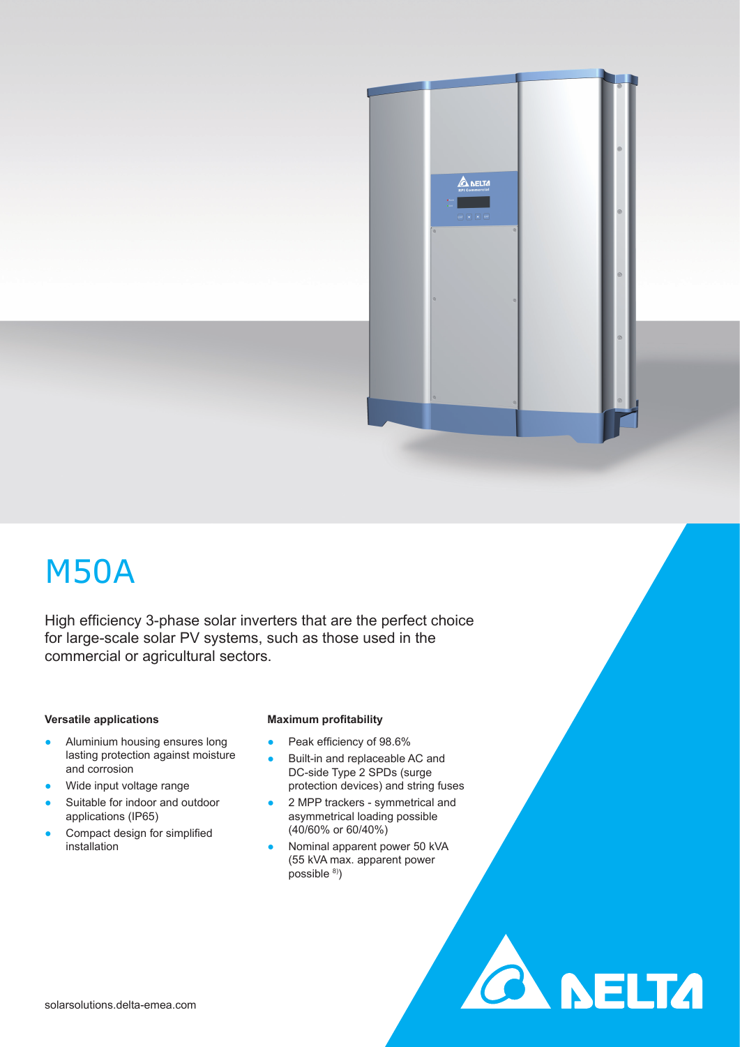# M50A

High efficiency 3-phase solar inverters that are the perfect choice for large-scale solar PV systems, such as those used in the commercial or agricultural sectors.

### Versatile applications

- Aluminium housing ensures long lasting protection against moisture and corrosion
- Wide input voltage range
- Suitable for indoor and outdoor applications (IP65)
- Compact design for simplified installation

### Maximum profitability

- Peak efficiency of 98.6%
- Built-in and replaceable AC and DC-side Type 2 SPDs (surge protection devices) and string fuses
- 2 MPP trackers - symmetrical and asymmetrical loading possible (40/60% or 60/40%)
- Nominal apparent power 50 kVA (55 kVA max. apparent power possible [8)])

solarsolutions.delta-emea.com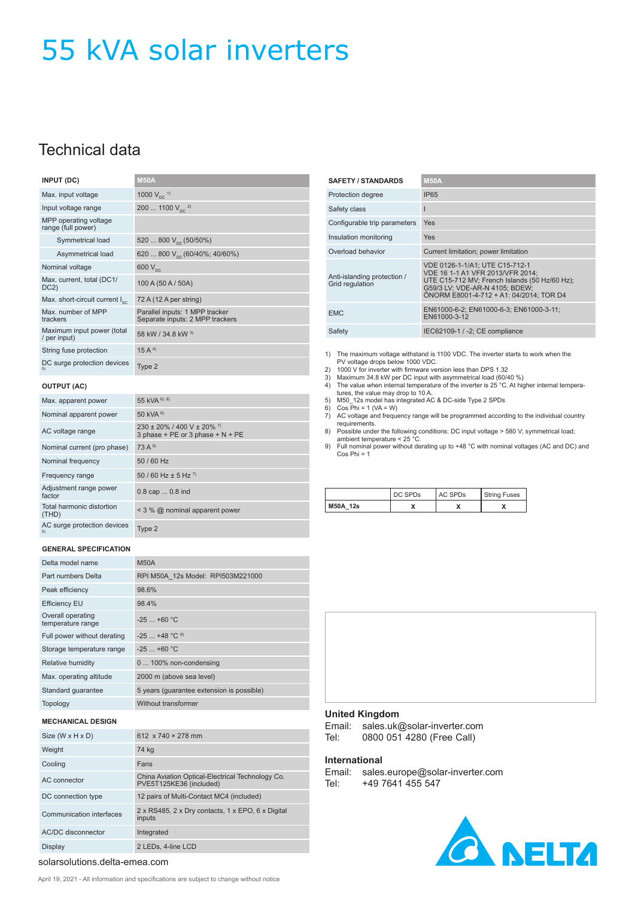# 55 kVA solar inverters

## Technical data

| INPUT (DC) | M50A |
|---|---|
| Max. input voltage | 1000 $V_{DC}$ [1] |
| Input voltage range | 200 ... 1100 $V_{DC}$ [2] |
| MPP operating voltage range (full power) | |
| Symmetrical load | 520 ... 800 $V_{DC}$ (50/50%) |
| Asymmetrical load | 620 ... 800 $V_{DC}$ (60/40%; 40/60%) |
| Nominal voltage | 600 $V_{DC}$ |
| Max. current, total (DC1/DC2) | 100 A (50 A / 50A) |
| Max. short-circuit current $I_{SC}$ | 72 A (12 A per string) |
| Max. number of MPP trackers | Parallel inputs: 1 MPP tracker<br>Separate inputs: 2 MPP trackers |
| Maximum input power (total / per input) | 58 kW / 34.8 kW [3] |
| String fuse protection | 15 A [4] |
| DC surge protection devices [5] | Type 2 |

| OUTPUT (AC) | |
|---|---|
| Max. apparent power | 55 kVA [6] [8] |
| Nominal apparent power | 50 kVA [6] |
| AC voltage range | 230 ± 20% / 400 V ± 20% [7]<br>3 phase + PE or 3 phase + N + PE |
| Nominal current (pro phase) | 73 A [8] |
| Nominal frequency | 50 / 60 Hz |
| Frequency range | 50 / 60 Hz ± 5 Hz [7] |
| Adjustment range power factor | 0.8 cap ... 0.8 ind |
| Total harmonic distortion (THD) | < 3 % @ nominal apparent power |
| AC surge protection devices [5] | Type 2 |

| GENERAL SPECIFICATION | |
|---|---|
| Delta model name | M50A |
| Part numbers Delta | RPI M50A_12s Model: RPI503M221000 |
| Peak efficiency | 98.6% |
| Efficiency EU | 98.4% |
| Overall operating temperature range | -25 ... +60 °C |
| Full power without derating | -25 ... +48 °C [9] |
| Storage temperature range | -25 ... +60 °C |
| Relative humidity | 0 ... 100% non-condensing |
| Max. operating altitude | 2000 m (above sea level) |
| Standard guarantee | 5 years (guarantee extension is possible) |
| Topology | Without transformer |

| MECHANICAL DESIGN | |
|---|---|
| Size (W x H x D) | 612 x 740 × 278 mm |
| Weight | 74 kg |
| Cooling | Fans |
| AC connector | China Aviation Optical-Electrical Technology Co. PVE5T125KE36 (included) |
| DC connection type | 12 pairs of Multi-Contact MC4 (included) |
| Communication interfaces | 2 x RS485, 2 x Dry contacts, 1 x EPO, 6 x Digital inputs |
| AC/DC disconnector | Integrated |
| Display | 2 LEDs, 4-line LCD |

| SAFETY / STANDARDS | M50A |
|---|---|
| Protection degree | IP65 |
| Safety class | I |
| Configurable trip parameters | Yes |
| Insulation monitoring | Yes |
| Overload behavior | Current limitation; power limitation |
| Anti-islanding protection / Grid regulation | VDE 0126-1-1/A1; UTE C15-712-1<br>VDE 16 1-1 A1 VFR 2013/VFR 2014;<br>UTE C15-712 MV; French Islands (50 Hz/60 Hz);<br>G59/3 LV; VDE-AR-N 4105; BDEW;<br>ÖNORM E8001-4-712 + A1: 04/2014; TOR D4 |
| EMC | EN61000-6-2; EN61000-6-3; EN61000-3-11; EN61000-3-12 |
| Safety | IEC62109-1 / -2; CE compliance |

1) The maximum voltage withstand is 1100 VDC. The inverter starts to work when the PV voltage drops below 1000 VDC.
2) 1000 V for inverter with firmware version less than DPS 1.32
3) Maximum 34.8 kW per DC input with asymmetrical load (60/40 %)
4) The value when internal temperature of the inverter is 25 °C. At higher internal temperatures, the value may drop to 10 A.
5) M50_12s model has integrated AC & DC-side Type 2 SPDs
6) Cos Phi = 1 (VA = W)
7) AC voltage and frequency range will be programmed according to the individual country requirements.
8) Possible under the following conditions: DC input voltage > 580 V; symmetrical load; ambient temperature < 25 °C.
9) Full nominal power without derating up to +48 °C with nominal voltages (AC and DC) and Cos Phi = 1

| | DC SPDs | AC SPDs | String Fuses |
|---|---|---|---|
| M50A_12s | X | X | X |

**United Kingdom**
Email: sales.uk@solar-inverter.com
Tel: 0800 051 4280 (Free Call)

**International**
Email: sales.europe@solar-inverter.com
Tel: +49 7641 455 547

DELTA

solarsolutions.delta-emea.com

April 19, 2021 - All information and specifications are subject to change without notice